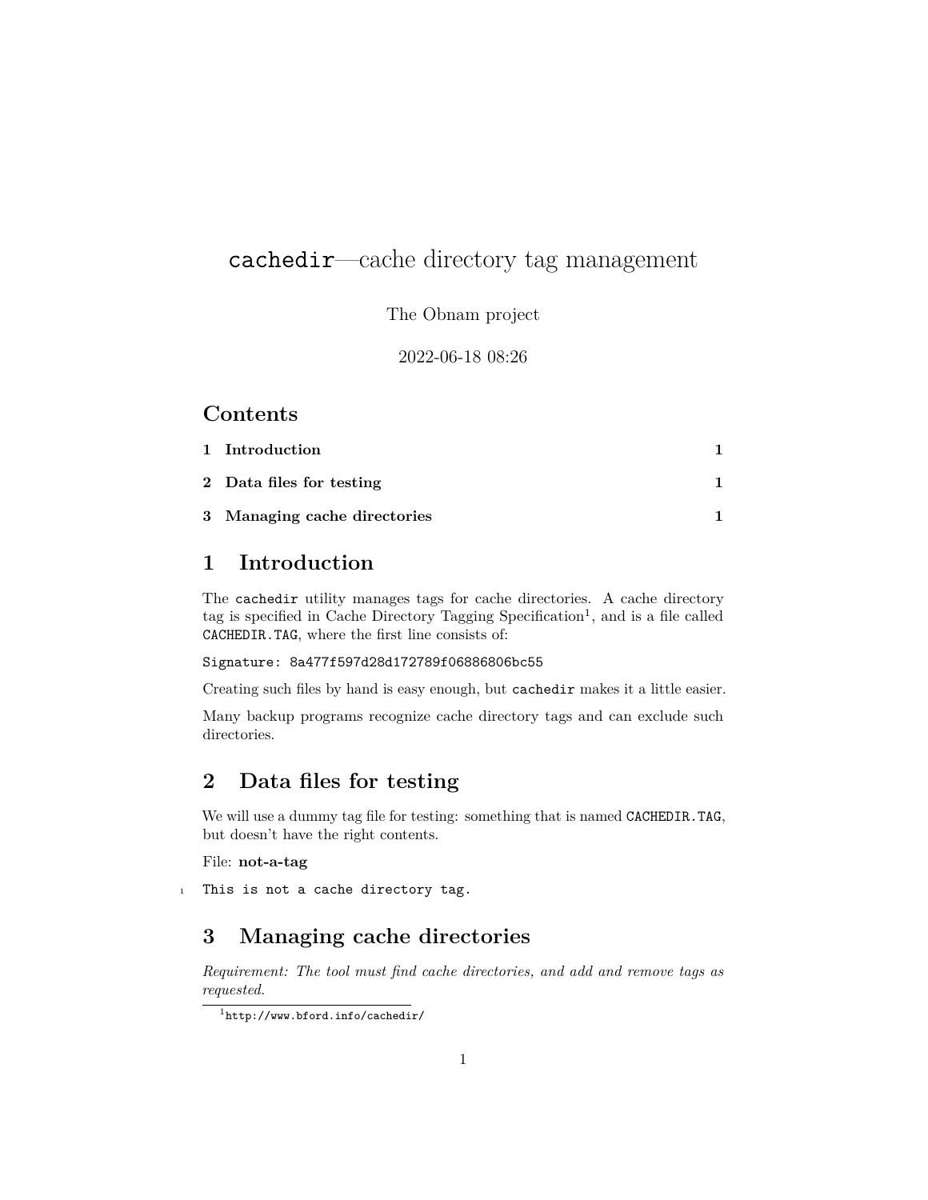# `cachedir`—cache directory tag management

The Obnam project

2022-06-18 08:26

## Contents

- 1 Introduction — 1
- 2 Data files for testing — 1
- 3 Managing cache directories — 1

## 1 Introduction

The `cachedir` utility manages tags for cache directories. A cache directory tag is specified in Cache Directory Tagging Specification[1], and is a file called `CACHEDIR.TAG`, where the first line consists of:

```
Signature: 8a477f597d28d172789f06886806bc55
```

Creating such files by hand is easy enough, but `cachedir` makes it a little easier.

Many backup programs recognize cache directory tags and can exclude such directories.

## 2 Data files for testing

We will use a dummy tag file for testing: something that is named `CACHEDIR.TAG`, but doesn't have the right contents.

File: **not-a-tag**

```
This is not a cache directory tag.
```

## 3 Managing cache directories

*Requirement: The tool must find cache directories, and add and remove tags as requested.*

[1] `http://www.bford.info/cachedir/`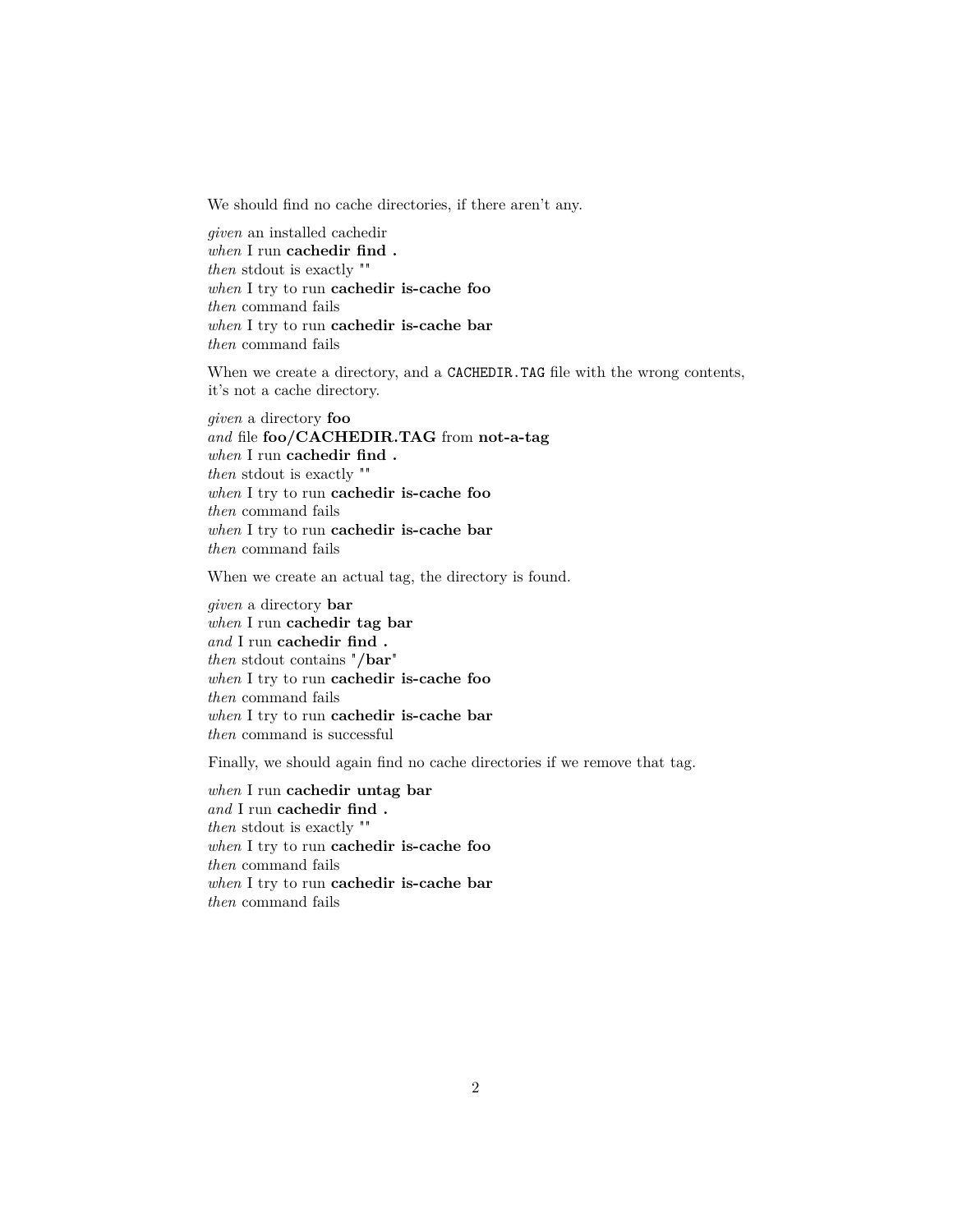We should find no cache directories, if there aren't any.

*given* an installed cachedir  
*when* I run **cachedir find .**  
*then* stdout is exactly ""  
*when* I try to run **cachedir is-cache foo**  
*then* command fails  
*when* I try to run **cachedir is-cache bar**  
*then* command fails

When we create a directory, and a `CACHEDIR.TAG` file with the wrong contents, it's not a cache directory.

*given* a directory **foo**  
*and* file **foo/CACHEDIR.TAG** from **not-a-tag**  
*when* I run **cachedir find .**  
*then* stdout is exactly ""  
*when* I try to run **cachedir is-cache foo**  
*then* command fails  
*when* I try to run **cachedir is-cache bar**  
*then* command fails

When we create an actual tag, the directory is found.

*given* a directory **bar**  
*when* I run **cachedir tag bar**  
*and* I run **cachedir find .**  
*then* stdout contains "**/bar**"  
*when* I try to run **cachedir is-cache foo**  
*then* command fails  
*when* I try to run **cachedir is-cache bar**  
*then* command is successful

Finally, we should again find no cache directories if we remove that tag.

*when* I run **cachedir untag bar**  
*and* I run **cachedir find .**  
*then* stdout is exactly ""  
*when* I try to run **cachedir is-cache foo**  
*then* command fails  
*when* I try to run **cachedir is-cache bar**  
*then* command fails